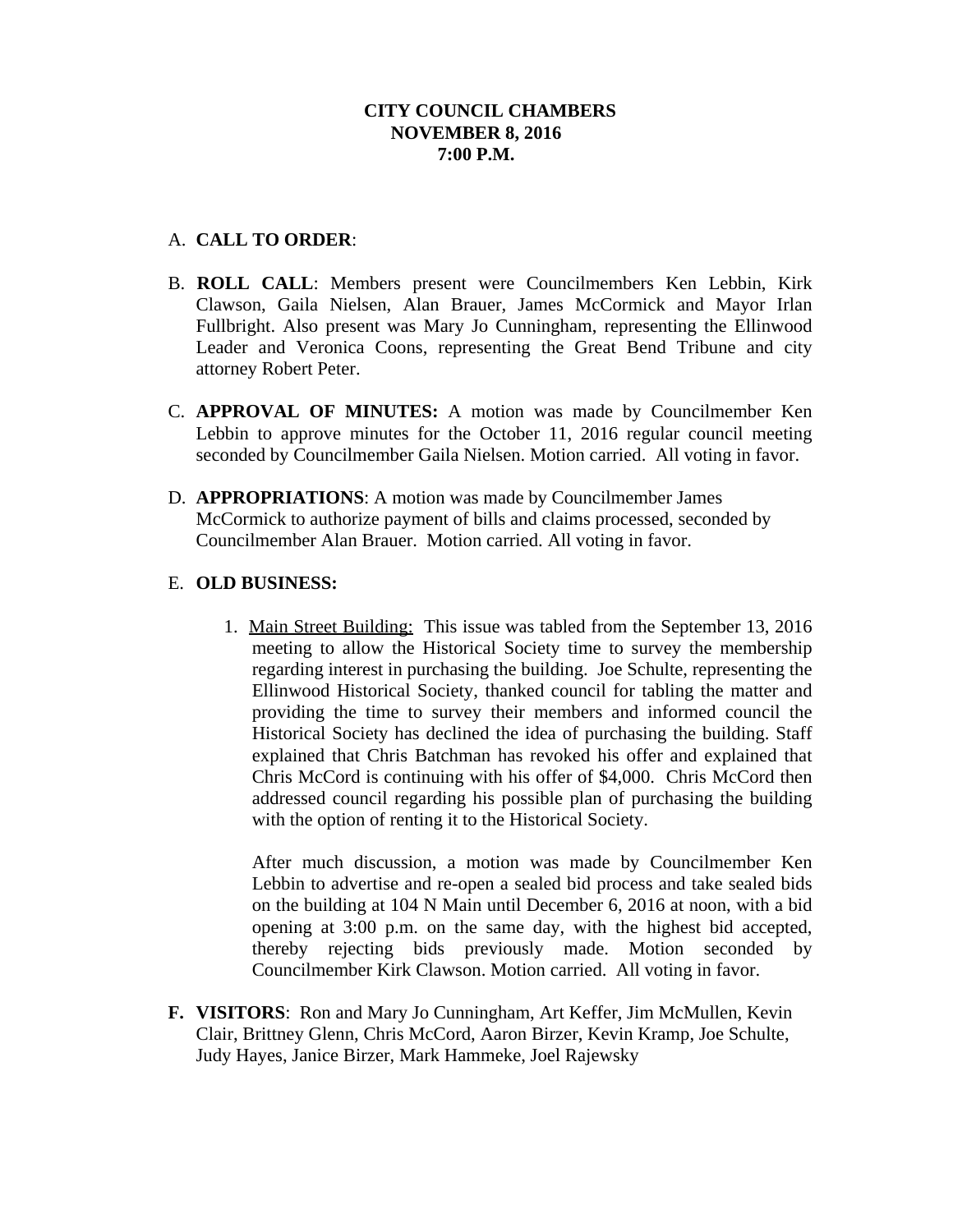**CITY COUNCIL CHAMBERS**
**NOVEMBER 8, 2016**
**7:00 P.M.**

A. **CALL TO ORDER**:

B. **ROLL CALL**: Members present were Councilmembers Ken Lebbin, Kirk Clawson, Gaila Nielsen, Alan Brauer, James McCormick and Mayor Irlan Fullbright. Also present was Mary Jo Cunningham, representing the Ellinwood Leader and Veronica Coons, representing the Great Bend Tribune and city attorney Robert Peter.

C. **APPROVAL OF MINUTES:** A motion was made by Councilmember Ken Lebbin to approve minutes for the October 11, 2016 regular council meeting seconded by Councilmember Gaila Nielsen. Motion carried. All voting in favor.

D. **APPROPRIATIONS**: A motion was made by Councilmember James McCormick to authorize payment of bills and claims processed, seconded by Councilmember Alan Brauer. Motion carried. All voting in favor.

E. **OLD BUSINESS:**

   1. <u>Main Street Building:</u> This issue was tabled from the September 13, 2016 meeting to allow the Historical Society time to survey the membership regarding interest in purchasing the building. Joe Schulte, representing the Ellinwood Historical Society, thanked council for tabling the matter and providing the time to survey their members and informed council the Historical Society has declined the idea of purchasing the building. Staff explained that Chris Batchman has revoked his offer and explained that Chris McCord is continuing with his offer of $4,000. Chris McCord then addressed council regarding his possible plan of purchasing the building with the option of renting it to the Historical Society.

      After much discussion, a motion was made by Councilmember Ken Lebbin to advertise and re-open a sealed bid process and take sealed bids on the building at 104 N Main until December 6, 2016 at noon, with a bid opening at 3:00 p.m. on the same day, with the highest bid accepted, thereby rejecting bids previously made. Motion seconded by Councilmember Kirk Clawson. Motion carried. All voting in favor.

F. **VISITORS**: Ron and Mary Jo Cunningham, Art Keffer, Jim McMullen, Kevin Clair, Brittney Glenn, Chris McCord, Aaron Birzer, Kevin Kramp, Joe Schulte, Judy Hayes, Janice Birzer, Mark Hammeke, Joel Rajewsky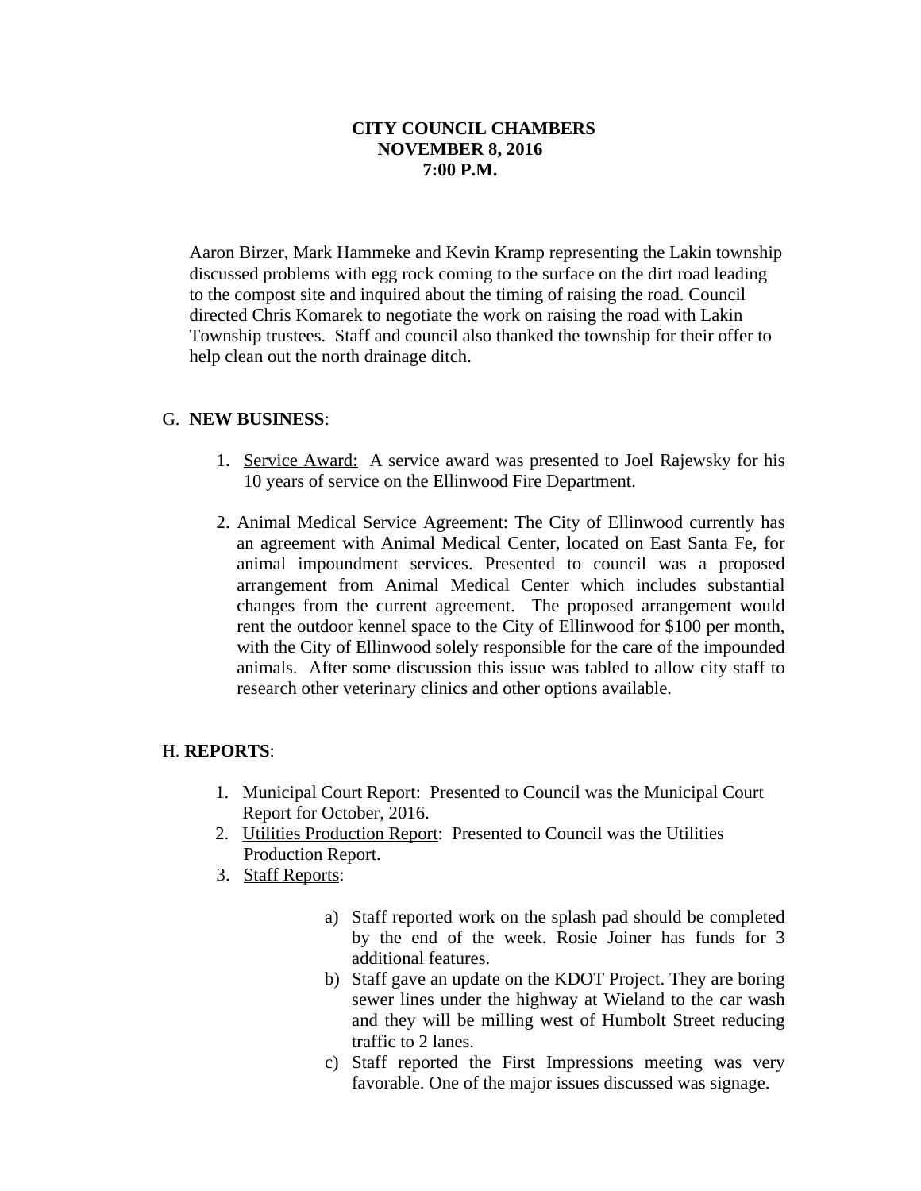**CITY COUNCIL CHAMBERS**
**NOVEMBER 8, 2016**
**7:00 P.M.**

Aaron Birzer, Mark Hammeke and Kevin Kramp representing the Lakin township discussed problems with egg rock coming to the surface on the dirt road leading to the compost site and inquired about the timing of raising the road. Council directed Chris Komarek to negotiate the work on raising the road with Lakin Township trustees. Staff and council also thanked the township for their offer to help clean out the north drainage ditch.

G. **NEW BUSINESS**:

1. Service Award: A service award was presented to Joel Rajewsky for his 10 years of service on the Ellinwood Fire Department.

2. Animal Medical Service Agreement: The City of Ellinwood currently has an agreement with Animal Medical Center, located on East Santa Fe, for animal impoundment services. Presented to council was a proposed arrangement from Animal Medical Center which includes substantial changes from the current agreement. The proposed arrangement would rent the outdoor kennel space to the City of Ellinwood for $100 per month, with the City of Ellinwood solely responsible for the care of the impounded animals. After some discussion this issue was tabled to allow city staff to research other veterinary clinics and other options available.

H. **REPORTS**:

1. Municipal Court Report: Presented to Council was the Municipal Court Report for October, 2016.
2. Utilities Production Report: Presented to Council was the Utilities Production Report.
3. Staff Reports:

    a) Staff reported work on the splash pad should be completed by the end of the week. Rosie Joiner has funds for 3 additional features.
    b) Staff gave an update on the KDOT Project. They are boring sewer lines under the highway at Wieland to the car wash and they will be milling west of Humbolt Street reducing traffic to 2 lanes.
    c) Staff reported the First Impressions meeting was very favorable. One of the major issues discussed was signage.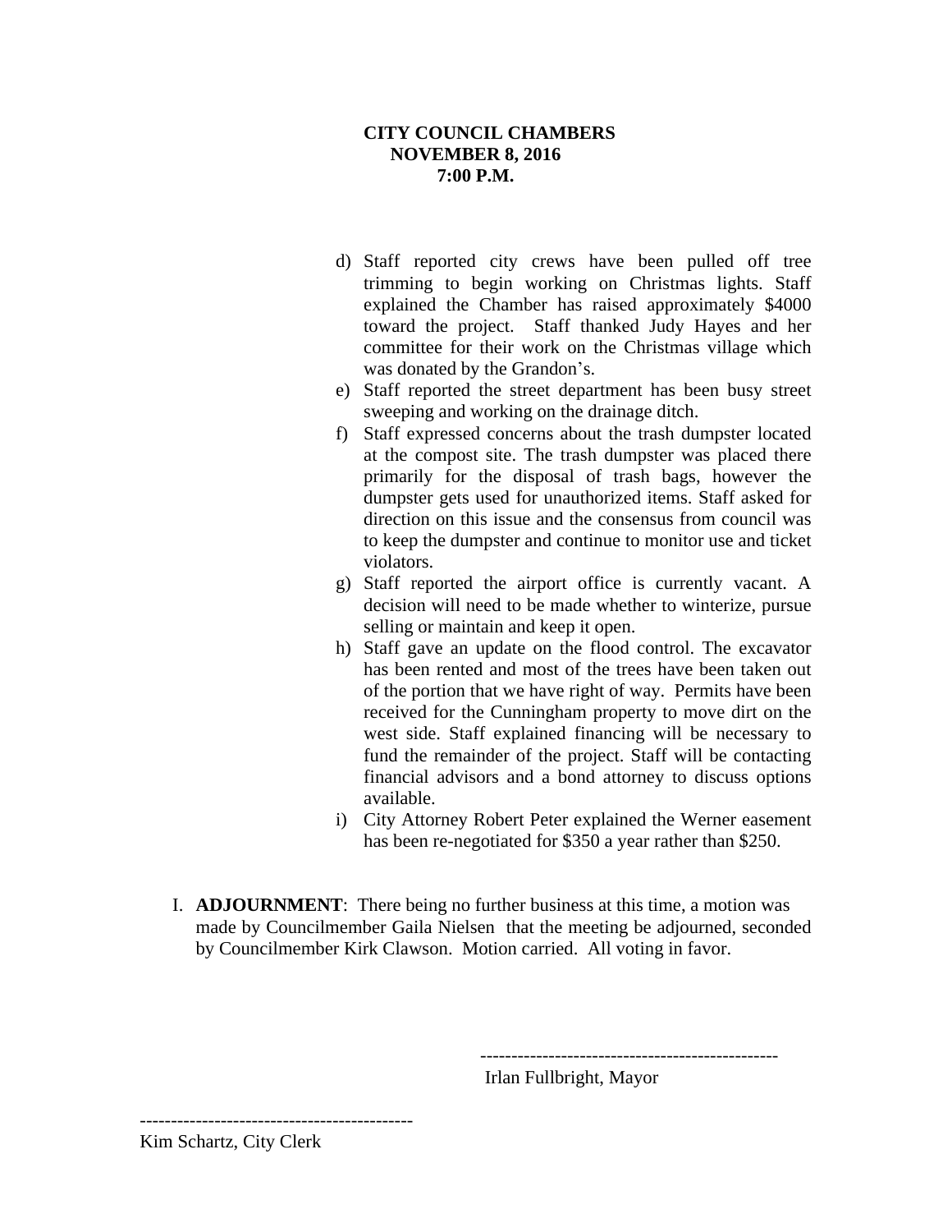**CITY COUNCIL CHAMBERS**
**NOVEMBER 8, 2016**
**7:00 P.M.**

d) Staff reported city crews have been pulled off tree trimming to begin working on Christmas lights. Staff explained the Chamber has raised approximately $4000 toward the project. Staff thanked Judy Hayes and her committee for their work on the Christmas village which was donated by the Grandon's.

e) Staff reported the street department has been busy street sweeping and working on the drainage ditch.

f) Staff expressed concerns about the trash dumpster located at the compost site. The trash dumpster was placed there primarily for the disposal of trash bags, however the dumpster gets used for unauthorized items. Staff asked for direction on this issue and the consensus from council was to keep the dumpster and continue to monitor use and ticket violators.

g) Staff reported the airport office is currently vacant. A decision will need to be made whether to winterize, pursue selling or maintain and keep it open.

h) Staff gave an update on the flood control. The excavator has been rented and most of the trees have been taken out of the portion that we have right of way. Permits have been received for the Cunningham property to move dirt on the west side. Staff explained financing will be necessary to fund the remainder of the project. Staff will be contacting financial advisors and a bond attorney to discuss options available.

i) City Attorney Robert Peter explained the Werner easement has been re-negotiated for $350 a year rather than $250.

I. **ADJOURNMENT**: There being no further business at this time, a motion was made by Councilmember Gaila Nielsen that the meeting be adjourned, seconded by Councilmember Kirk Clawson. Motion carried. All voting in favor.

------------------------------------------------
Irlan Fullbright, Mayor

--------------------------------------------
Kim Schartz, City Clerk